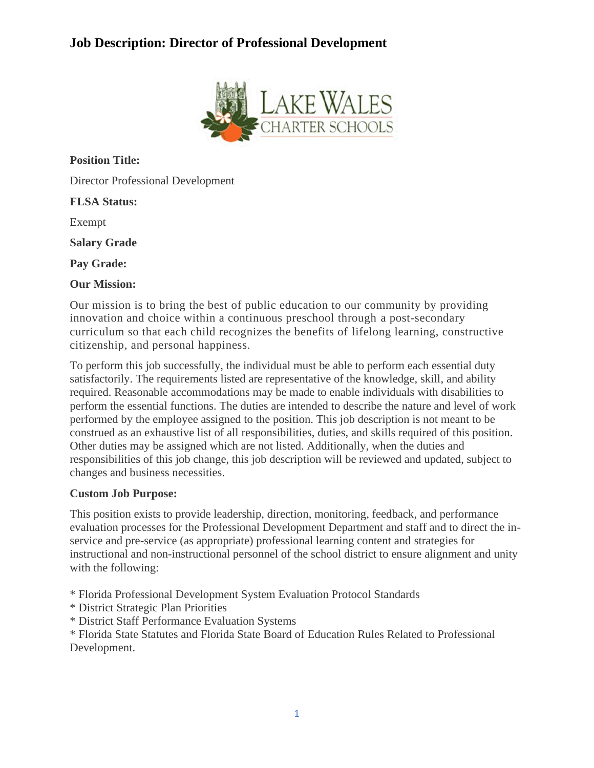# Job Description: Director of Professional Development

**Position Title:**

Director Professional Development

**FLSA Status:**

Exempt

**Salary Grade**

**Pay Grade:**

**Our Mission:**

Our mission is to bring the best of public education to our community by providing innovation and choice within a continuous preschool through a post-secondary curriculum so that each child recognizes the benefits of lifelong learning, constructive citizenship, and personal happiness.

To perform this job successfully, the individual must be able to perform each essential duty satisfactorily. The requirements listed are representative of the knowledge, skill, and ability required. Reasonable accommodations may be made to enable individuals with disabilities to perform the essential functions. The duties are intended to describe the nature and level of work performed by the employee assigned to the position. This job description is not meant to be construed as an exhaustive list of all responsibilities, duties, and skills required of this position. Other duties may be assigned which are not listed. Additionally, when the duties and responsibilities of this job change, this job description will be reviewed and updated, subject to changes and business necessities.

**Custom Job Purpose:**

This position exists to provide leadership, direction, monitoring, feedback, and performance evaluation processes for the Professional Development Department and staff and to direct the in-service and pre-service (as appropriate) professional learning content and strategies for instructional and non-instructional personnel of the school district to ensure alignment and unity with the following:

* Florida Professional Development System Evaluation Protocol Standards
* District Strategic Plan Priorities
* District Staff Performance Evaluation Systems
* Florida State Statutes and Florida State Board of Education Rules Related to Professional Development.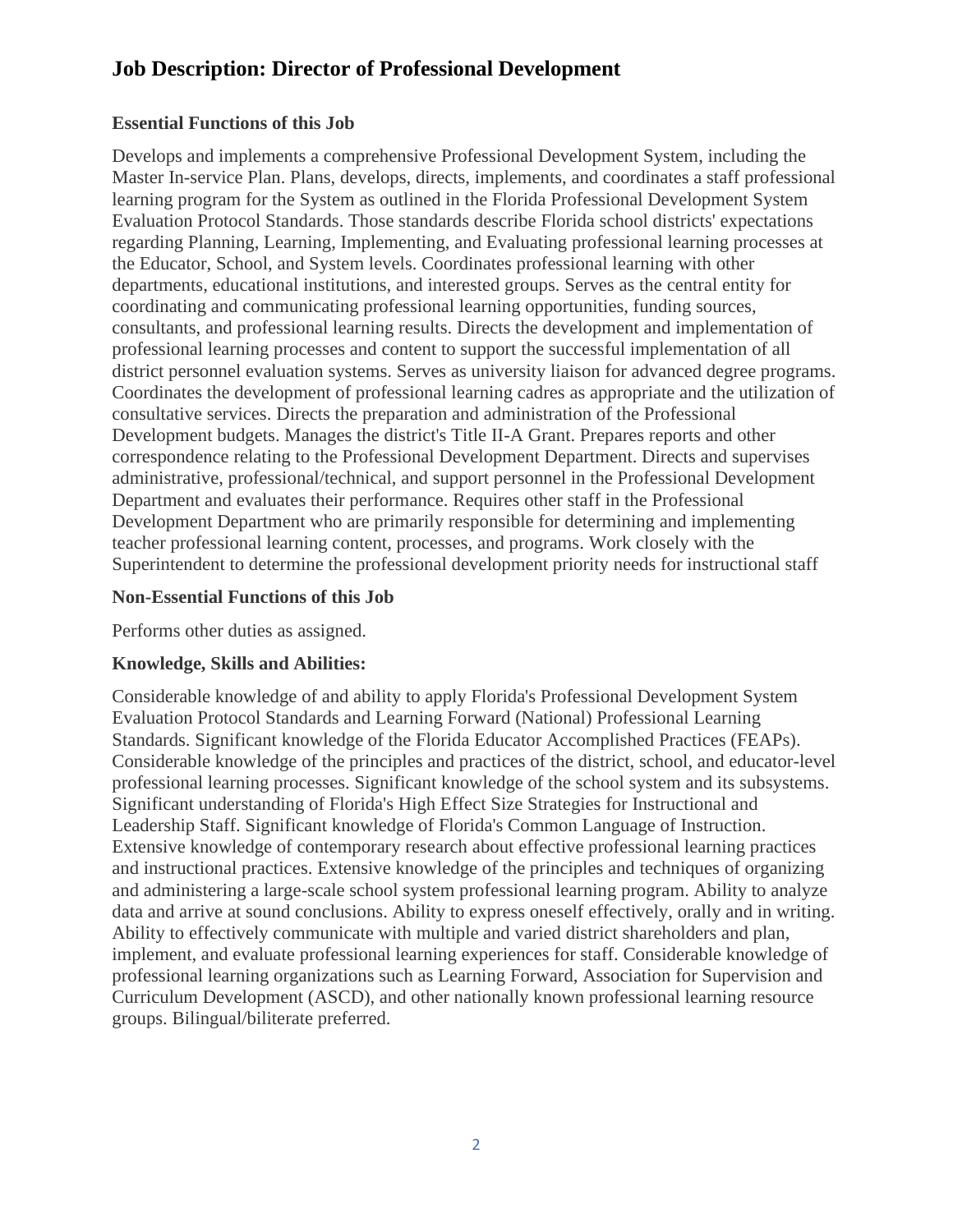## Job Description: Director of Professional Development

### Essential Functions of this Job

Develops and implements a comprehensive Professional Development System, including the Master In-service Plan. Plans, develops, directs, implements, and coordinates a staff professional learning program for the System as outlined in the Florida Professional Development System Evaluation Protocol Standards. Those standards describe Florida school districts' expectations regarding Planning, Learning, Implementing, and Evaluating professional learning processes at the Educator, School, and System levels. Coordinates professional learning with other departments, educational institutions, and interested groups. Serves as the central entity for coordinating and communicating professional learning opportunities, funding sources, consultants, and professional learning results. Directs the development and implementation of professional learning processes and content to support the successful implementation of all district personnel evaluation systems. Serves as university liaison for advanced degree programs. Coordinates the development of professional learning cadres as appropriate and the utilization of consultative services. Directs the preparation and administration of the Professional Development budgets. Manages the district's Title II-A Grant. Prepares reports and other correspondence relating to the Professional Development Department. Directs and supervises administrative, professional/technical, and support personnel in the Professional Development Department and evaluates their performance. Requires other staff in the Professional Development Department who are primarily responsible for determining and implementing teacher professional learning content, processes, and programs. Work closely with the Superintendent to determine the professional development priority needs for instructional staff

### Non-Essential Functions of this Job

Performs other duties as assigned.

### Knowledge, Skills and Abilities:

Considerable knowledge of and ability to apply Florida's Professional Development System Evaluation Protocol Standards and Learning Forward (National) Professional Learning Standards. Significant knowledge of the Florida Educator Accomplished Practices (FEAPs). Considerable knowledge of the principles and practices of the district, school, and educator-level professional learning processes. Significant knowledge of the school system and its subsystems. Significant understanding of Florida's High Effect Size Strategies for Instructional and Leadership Staff. Significant knowledge of Florida's Common Language of Instruction. Extensive knowledge of contemporary research about effective professional learning practices and instructional practices. Extensive knowledge of the principles and techniques of organizing and administering a large-scale school system professional learning program. Ability to analyze data and arrive at sound conclusions. Ability to express oneself effectively, orally and in writing. Ability to effectively communicate with multiple and varied district shareholders and plan, implement, and evaluate professional learning experiences for staff. Considerable knowledge of professional learning organizations such as Learning Forward, Association for Supervision and Curriculum Development (ASCD), and other nationally known professional learning resource groups. Bilingual/biliterate preferred.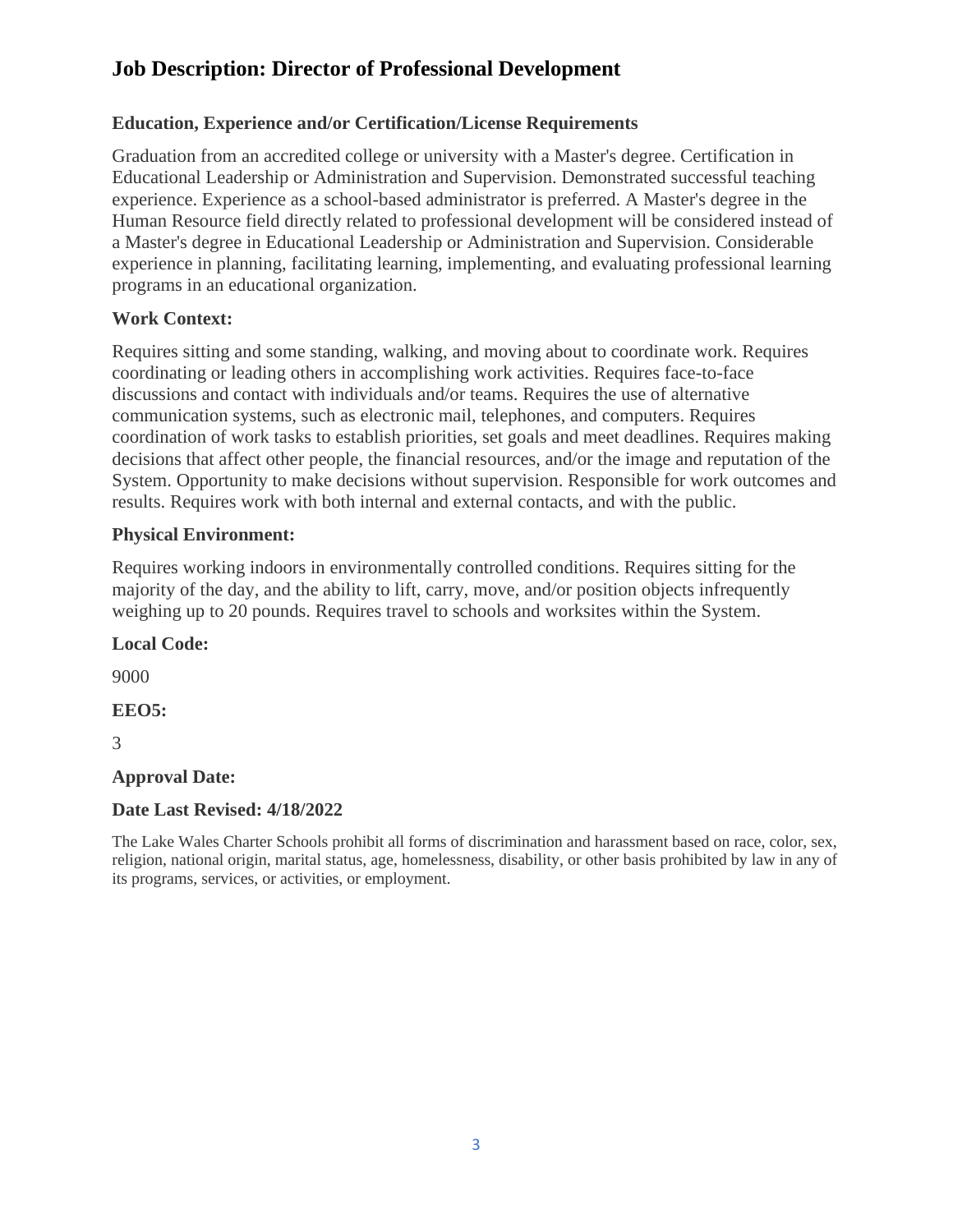# Job Description: Director of Professional Development

### Education, Experience and/or Certification/License Requirements

Graduation from an accredited college or university with a Master's degree. Certification in Educational Leadership or Administration and Supervision. Demonstrated successful teaching experience. Experience as a school-based administrator is preferred. A Master's degree in the Human Resource field directly related to professional development will be considered instead of a Master's degree in Educational Leadership or Administration and Supervision. Considerable experience in planning, facilitating learning, implementing, and evaluating professional learning programs in an educational organization.

### Work Context:

Requires sitting and some standing, walking, and moving about to coordinate work. Requires coordinating or leading others in accomplishing work activities. Requires face-to-face discussions and contact with individuals and/or teams. Requires the use of alternative communication systems, such as electronic mail, telephones, and computers. Requires coordination of work tasks to establish priorities, set goals and meet deadlines. Requires making decisions that affect other people, the financial resources, and/or the image and reputation of the System. Opportunity to make decisions without supervision. Responsible for work outcomes and results. Requires work with both internal and external contacts, and with the public.

### Physical Environment:

Requires working indoors in environmentally controlled conditions. Requires sitting for the majority of the day, and the ability to lift, carry, move, and/or position objects infrequently weighing up to 20 pounds. Requires travel to schools and worksites within the System.

### Local Code:

9000

### EEO5:

3

### Approval Date:

### Date Last Revised: 4/18/2022

The Lake Wales Charter Schools prohibit all forms of discrimination and harassment based on race, color, sex, religion, national origin, marital status, age, homelessness, disability, or other basis prohibited by law in any of its programs, services, or activities, or employment.